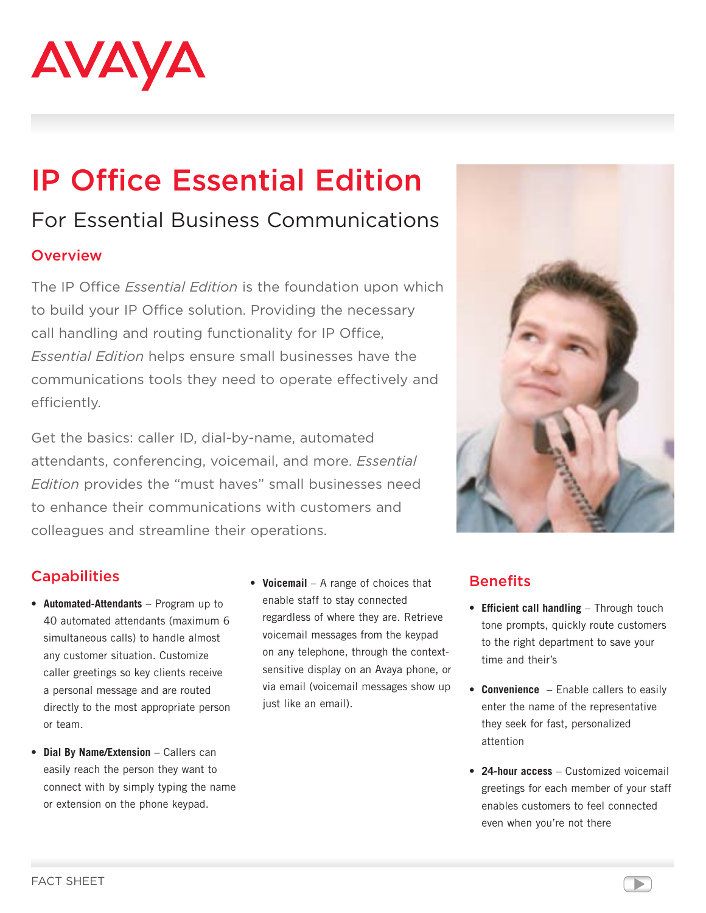AVAYA

# IP Office Essential Edition

## For Essential Business Communications

### Overview

The IP Office *Essential Edition* is the foundation upon which to build your IP Office solution. Providing the necessary call handling and routing functionality for IP Office, *Essential Edition* helps ensure small businesses have the communications tools they need to operate effectively and efficiently.

Get the basics: caller ID, dial-by-name, automated attendants, conferencing, voicemail, and more. *Essential Edition* provides the "must haves" small businesses need to enhance their communications with customers and colleagues and streamline their operations.

### Capabilities

- **Automated-Attendants** – Program up to 40 automated attendants (maximum 6 simultaneous calls) to handle almost any customer situation. Customize caller greetings so key clients receive a personal message and are routed directly to the most appropriate person or team.
- **Dial By Name/Extension** – Callers can easily reach the person they want to connect with by simply typing the name or extension on the phone keypad.
- **Voicemail** – A range of choices that enable staff to stay connected regardless of where they are. Retrieve voicemail messages from the keypad on any telephone, through the context-sensitive display on an Avaya phone, or via email (voicemail messages show up just like an email).

### Benefits

- **Efficient call handling** – Through touch tone prompts, quickly route customers to the right department to save your time and their's
- **Convenience** – Enable callers to easily enter the name of the representative they seek for fast, personalized attention
- **24-hour access** – Customized voicemail greetings for each member of your staff enables customers to feel connected even when you're not there

FACT SHEET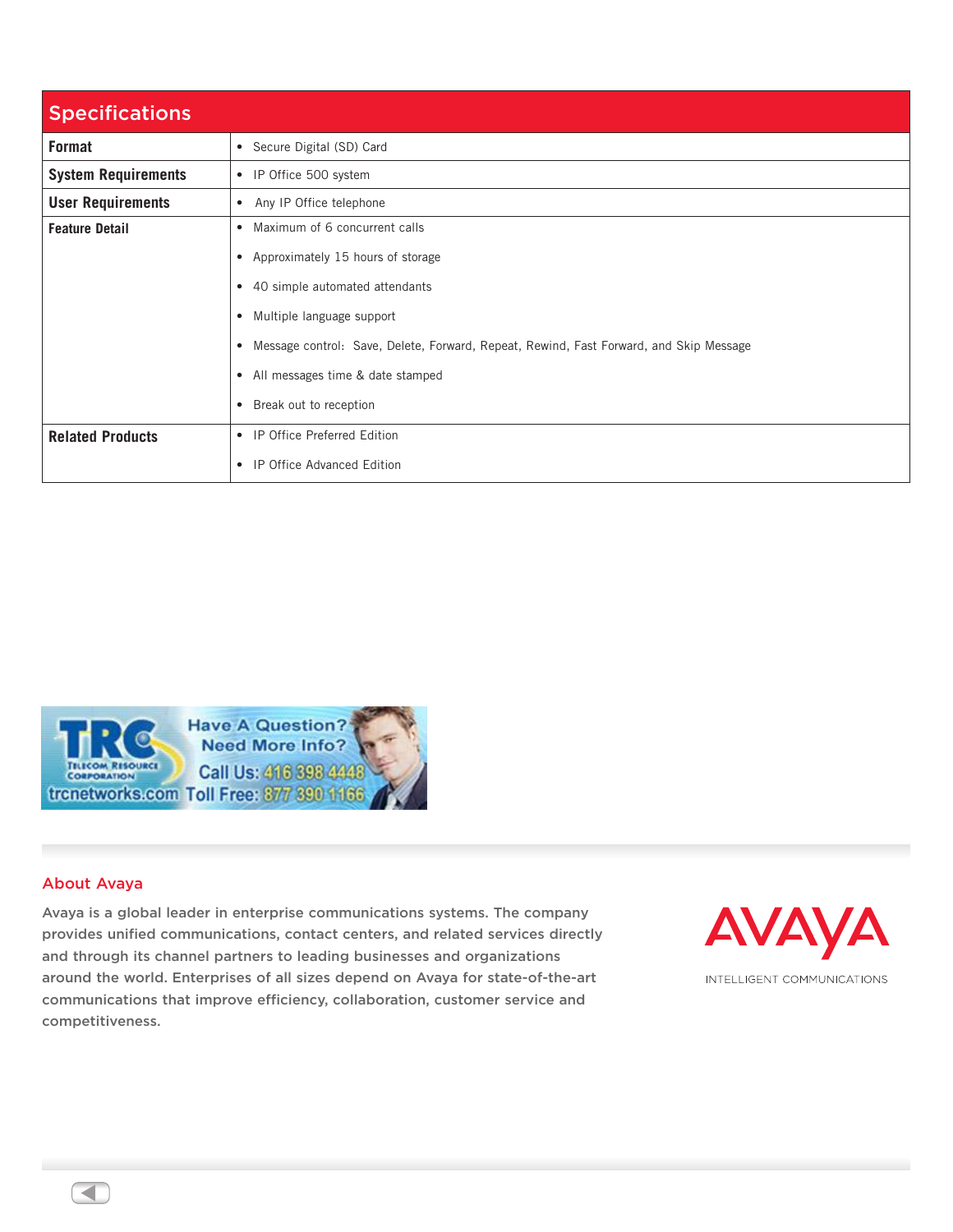## Specifications

| | |
|---|---|
| **Format** | • Secure Digital (SD) Card |
| **System Requirements** | • IP Office 500 system |
| **User Requirements** | • Any IP Office telephone |
| **Feature Detail** | • Maximum of 6 concurrent calls<br>• Approximately 15 hours of storage<br>• 40 simple automated attendants<br>• Multiple language support<br>• Message control: Save, Delete, Forward, Repeat, Rewind, Fast Forward, and Skip Message<br>• All messages time & date stamped<br>• Break out to reception |
| **Related Products** | • IP Office Preferred Edition<br>• IP Office Advanced Edition |

TRC Telecom Resource Corporation
Have A Question? Need More Info?
Call Us: 416 398 4448
trcnetworks.com Toll Free: 877 390 1166

### About Avaya

Avaya is a global leader in enterprise communications systems. The company provides unified communications, contact centers, and related services directly and through its channel partners to leading businesses and organizations around the world. Enterprises of all sizes depend on Avaya for state-of-the-art communications that improve efficiency, collaboration, customer service and competitiveness.

AVAYA
INTELLIGENT COMMUNICATIONS